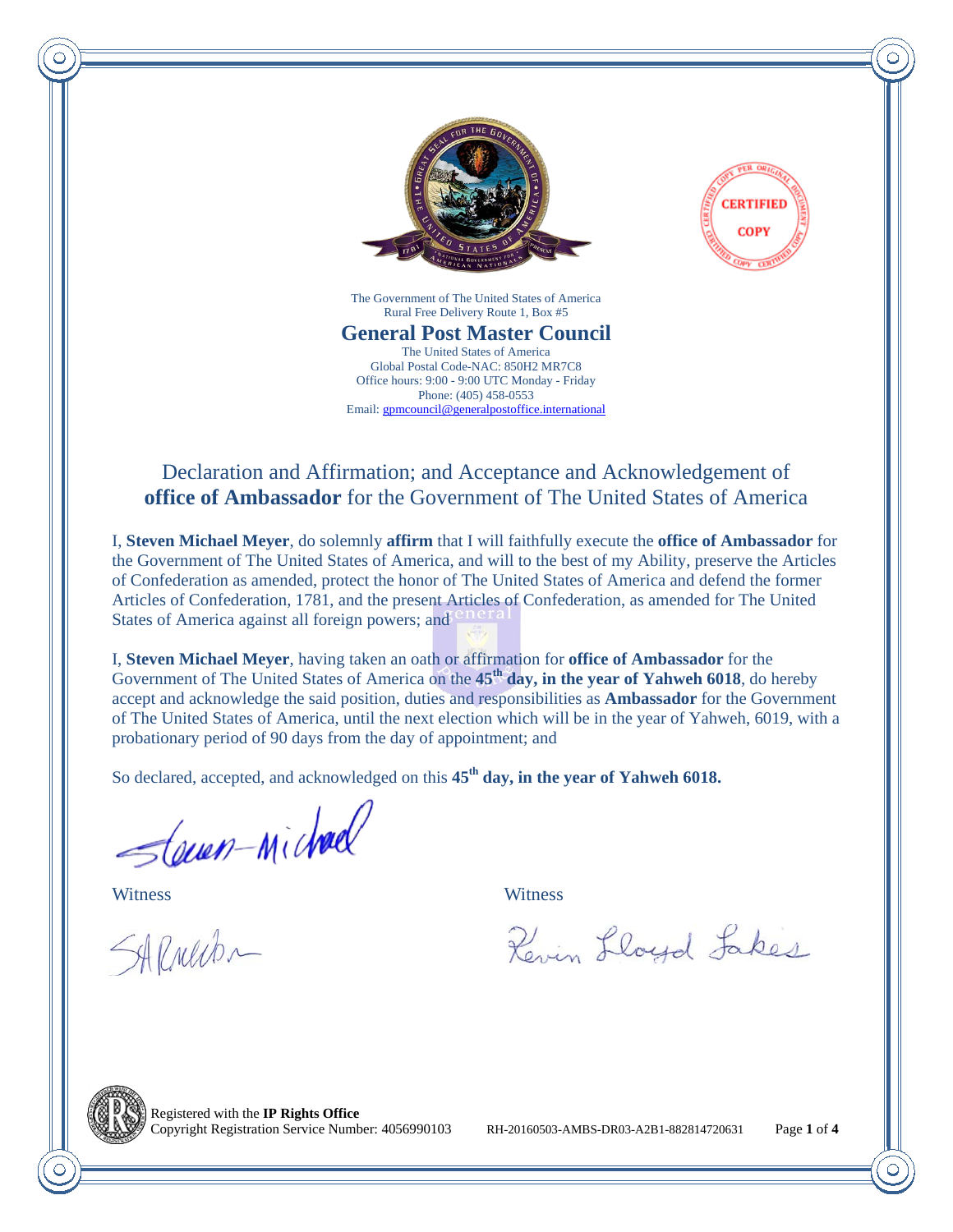The Government of The United States of America
Rural Free Delivery Route 1, Box #5

## General Post Master Council

The United States of America
Global Postal Code-NAC: 850H2 MR7C8
Office hours: 9:00 - 9:00 UTC Monday - Friday
Phone: (405) 458-0553
Email: gpmcouncil@generalpostoffice.international

# Declaration and Affirmation; and Acceptance and Acknowledgement of **office of Ambassador** for the Government of The United States of America

I, **Steven Michael Meyer**, do solemnly **affirm** that I will faithfully execute the **office of Ambassador** for the Government of The United States of America, and will to the best of my Ability, preserve the Articles of Confederation as amended, protect the honor of The United States of America and defend the former Articles of Confederation, 1781, and the present Articles of Confederation, as amended for The United States of America against all foreign powers; and

I, **Steven Michael Meyer**, having taken an oath or affirmation for **office of Ambassador** for the Government of The United States of America on the **45th day, in the year of Yahweh 6018**, do hereby accept and acknowledge the said position, duties and responsibilities as **Ambassador** for the Government of The United States of America, until the next election which will be in the year of Yahweh, 6019, with a probationary period of 90 days from the day of appointment; and

So declared, accepted, and acknowledged on this **45th day, in the year of Yahweh 6018.**

Steven-Michael

Witness

SARNelson

Witness

Kevin Lloyd Jakes

Registered with the **IP Rights Office**
Copyright Registration Service Number: 4056990103

RH-20160503-AMBS-DR03-A2B1-882814720631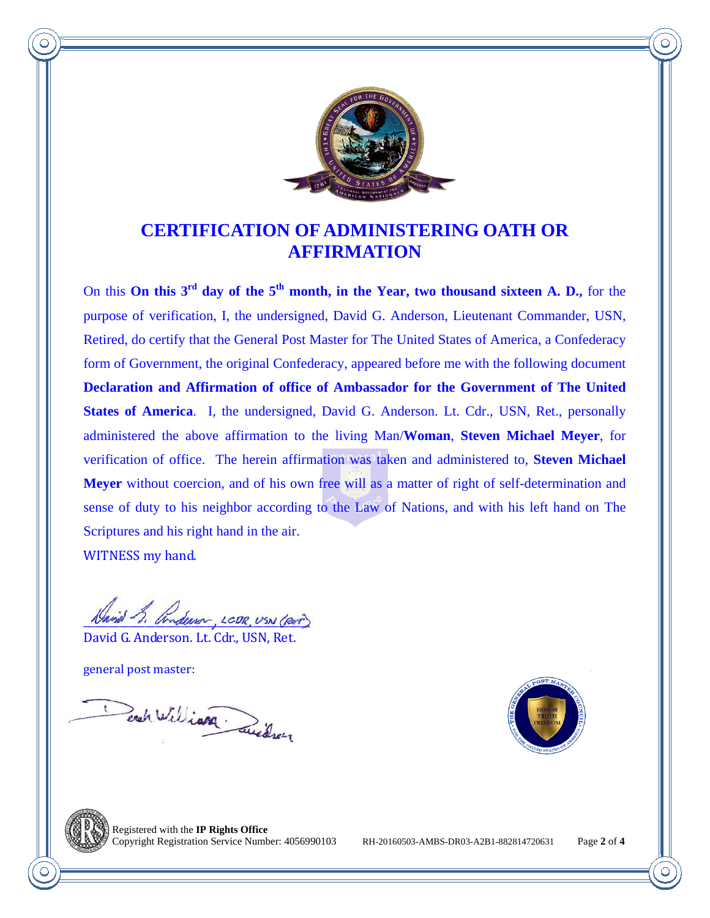# CERTIFICATION OF ADMINISTERING OATH OR AFFIRMATION

On this **On this 3rd day of the 5th month, in the Year, two thousand sixteen A. D.,** for the purpose of verification, I, the undersigned, David G. Anderson, Lieutenant Commander, USN, Retired, do certify that the General Post Master for The United States of America, a Confederacy form of Government, the original Confederacy, appeared before me with the following document **Declaration and Affirmation of office of Ambassador for the Government of The United States of America**. I, the undersigned, David G. Anderson. Lt. Cdr., USN, Ret., personally administered the above affirmation to the living Man/**Woman**, **Steven Michael Meyer**, for verification of office. The herein affirmation was taken and administered to, **Steven Michael Meyer** without coercion, and of his own free will as a matter of right of self-determination and sense of duty to his neighbor according to the Law of Nations, and with his left hand on The Scriptures and his right hand in the air.

WITNESS my hand.

David G. Anderson, LCDR, USN (RET)

David G. Anderson. Lt. Cdr., USN, Ret.

general post master:

Derek William: Anderson

THE GENERAL POST MASTER COUNCIL · FOR THE UNITED STATES OF AMERICA · HONOR TRUTH FREEDOM

Registered with the **IP Rights Office**
Copyright Registration Service Number: 4056990103 RH-20160503-AMBS-DR03-A2B1-882814720631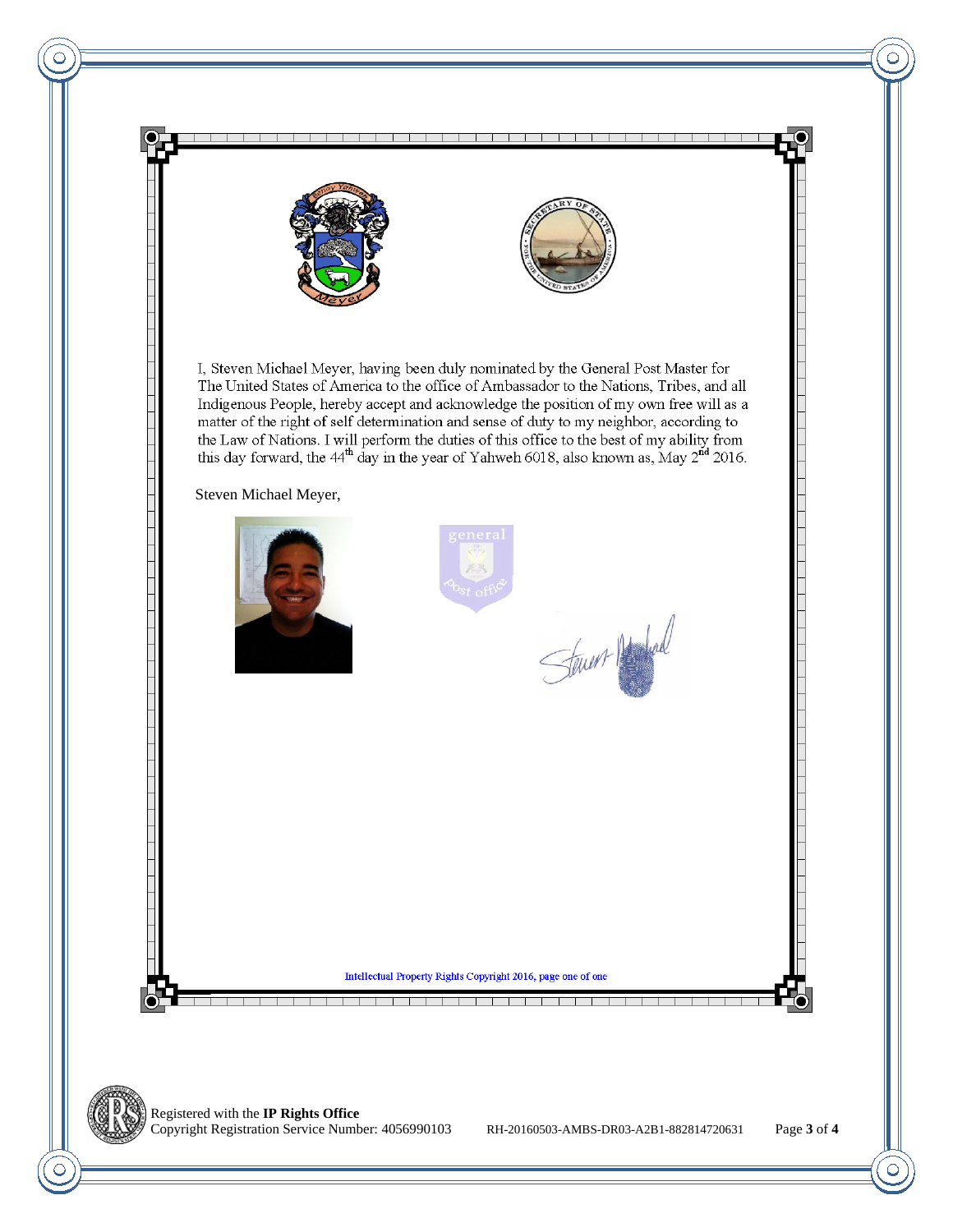I, Steven Michael Meyer, having been duly nominated by the General Post Master for The United States of America to the office of Ambassador to the Nations, Tribes, and all Indigenous People, hereby accept and acknowledge the position of my own free will as a matter of the right of self determination and sense of duty to my neighbor, according to the Law of Nations. I will perform the duties of this office to the best of my ability from this day forward, the 44th day in the year of Yahweh 6018, also known as, May 2nd 2016.

Steven Michael Meyer,

Intellectual Property Rights Copyright 2016, page one of one

Registered with the **IP Rights Office**
Copyright Registration Service Number: 4056990103

RH-20160503-AMBS-DR03-A2B1-882814720631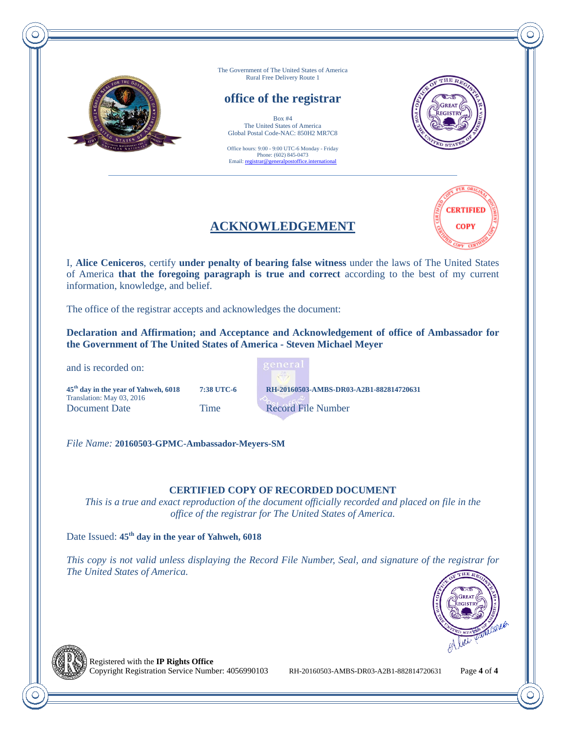The Government of The United States of America
Rural Free Delivery Route 1

## office of the registrar

Box #4
The United States of America
Global Postal Code-NAC: 850H2 MR7C8

Office hours: 9:00 - 9:00 UTC-6 Monday - Friday
Phone: (602) 845-0473
Email: registrar@generalpostoffice.international

# ACKNOWLEDGEMENT

I, **Alice Ceniceros**, certify **under penalty of bearing false witness** under the laws of The United States of America **that the foregoing paragraph is true and correct** according to the best of my current information, knowledge, and belief.

The office of the registrar accepts and acknowledges the document:

**Declaration and Affirmation; and Acceptance and Acknowledgement of office of Ambassador for the Government of The United States of America - Steven Michael Meyer**

and is recorded on:

| Document Date | Time | Record File Number |
|---|---|---|
| **45th day in the year of Yahweh, 6018** Translation: May 03, 2016 | **7:38 UTC-6** | **RH-20160503-AMBS-DR03-A2B1-882814720631** |

*File Name:* **20160503-GPMC-Ambassador-Meyers-SM**

### CERTIFIED COPY OF RECORDED DOCUMENT

*This is a true and exact reproduction of the document officially recorded and placed on file in the office of the registrar for The United States of America.*

Date Issued: **45th day in the year of Yahweh, 6018**

*This copy is not valid unless displaying the Record File Number, Seal, and signature of the registrar for The United States of America.*

Registered with the **IP Rights Office**
Copyright Registration Service Number: 4056990103 RH-20160503-AMBS-DR03-A2B1-882814720631